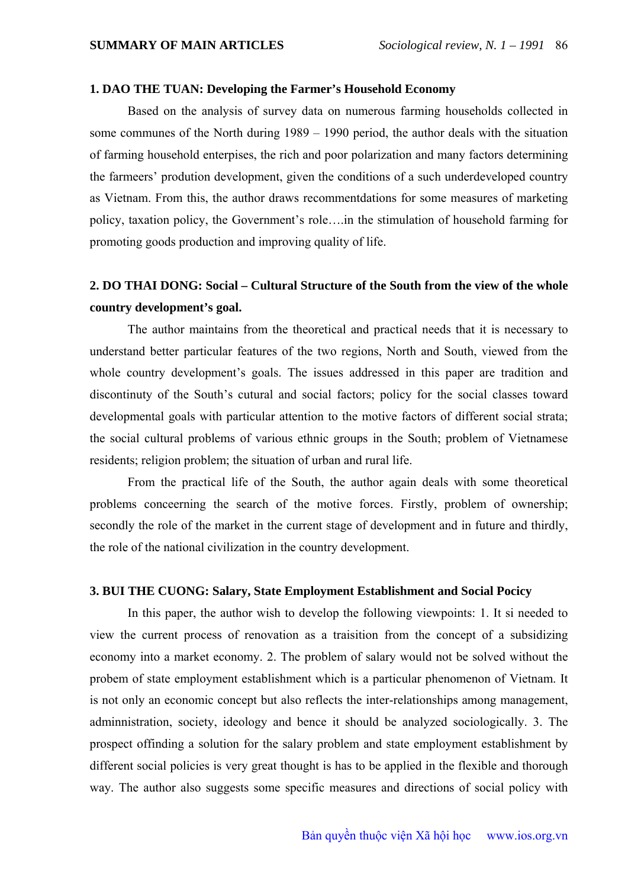# SUMMARY OF MAIN ARTICLES

### 1. DAO THE TUAN: Developing the Farmer's Household Economy

Based on the analysis of survey data on numerous farming households collected in some communes of the North during 1989 – 1990 period, the author deals with the situation of farming household enterpises, the rich and poor polarization and many factors determining the farmeers' prodution development, given the conditions of a such underdeveloped country as Vietnam. From this, the author draws recommentdations for some measures of marketing policy, taxation policy, the Government's role….in the stimulation of household farming for promoting goods production and improving quality of life.

### 2. DO THAI DONG: Social – Cultural Structure of the South from the view of the whole country development's goal.

The author maintains from the theoretical and practical needs that it is necessary to understand better particular features of the two regions, North and South, viewed from the whole country development's goals. The issues addressed in this paper are tradition and discontinuty of the South's cutural and social factors; policy for the social classes toward developmental goals with particular attention to the motive factors of different social strata; the social cultural problems of various ethnic groups in the South; problem of Vietnamese residents; religion problem; the situation of urban and rural life.

From the practical life of the South, the author again deals with some theoretical problems conceerning the search of the motive forces. Firstly, problem of ownership; secondly the role of the market in the current stage of development and in future and thirdly, the role of the national civilization in the country development.

### 3. BUI THE CUONG: Salary, State Employment Establishment and Social Pocicy

In this paper, the author wish to develop the following viewpoints: 1. It si needed to view the current process of renovation as a traisition from the concept of a subsidizing economy into a market economy. 2. The problem of salary would not be solved without the probem of state employment establishment which is a particular phenomenon of Vietnam. It is not only an economic concept but also reflects the inter-relationships among management, adminnistration, society, ideology and bence it should be analyzed sociologically. 3. The prospect offinding a solution for the salary problem and state employment establishment by different social policies is very great thought is has to be applied in the flexible and thorough way. The author also suggests some specific measures and directions of social policy with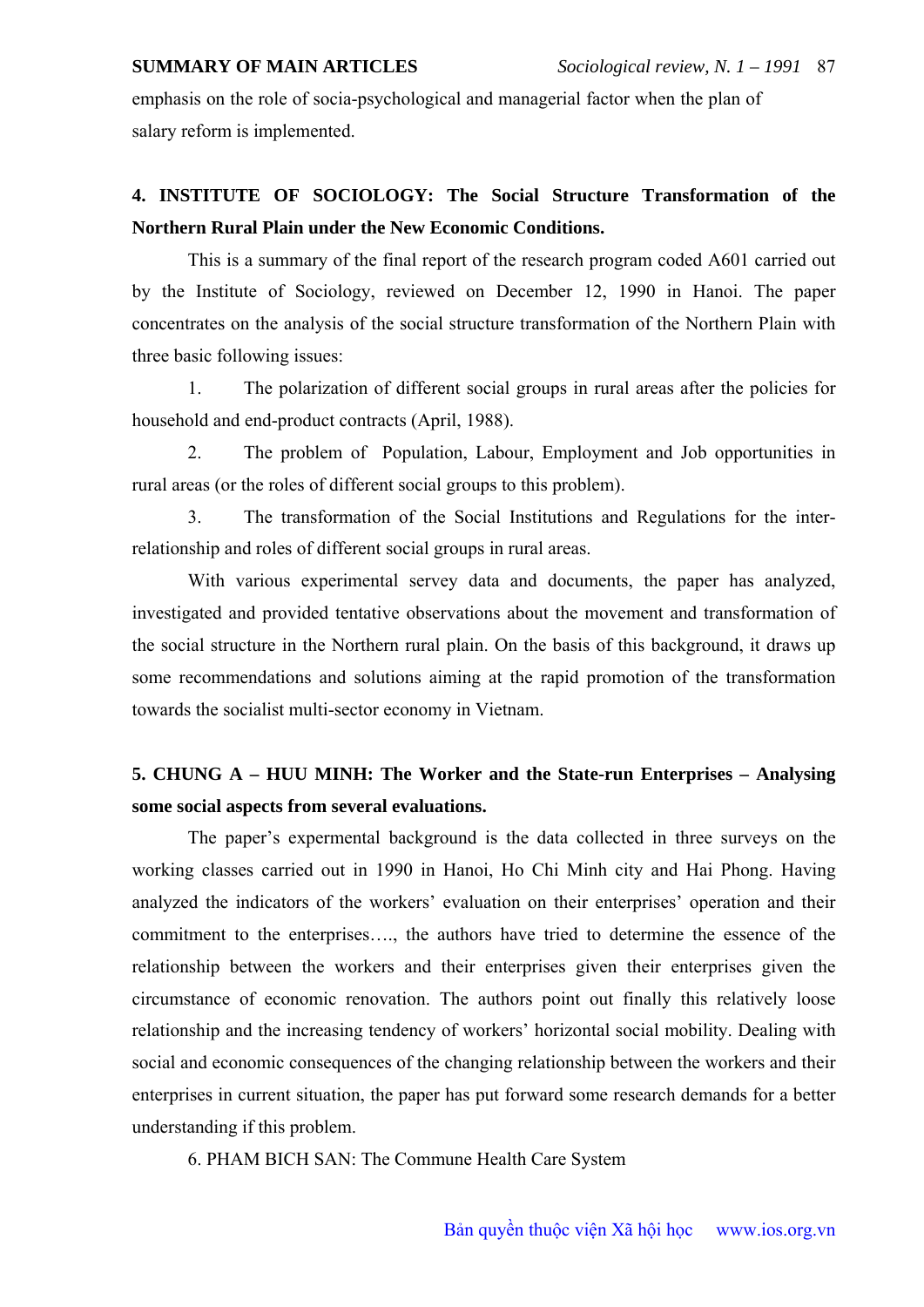emphasis on the role of socia-psychological and managerial factor when the plan of salary reform is implemented.

## 4. INSTITUTE OF SOCIOLOGY: The Social Structure Transformation of the Northern Rural Plain under the New Economic Conditions.

This is a summary of the final report of the research program coded A601 carried out by the Institute of Sociology, reviewed on December 12, 1990 in Hanoi. The paper concentrates on the analysis of the social structure transformation of the Northern Plain with three basic following issues:

1. The polarization of different social groups in rural areas after the policies for household and end-product contracts (April, 1988).
2. The problem of Population, Labour, Employment and Job opportunities in rural areas (or the roles of different social groups to this problem).
3. The transformation of the Social Institutions and Regulations for the inter-relationship and roles of different social groups in rural areas.

With various experimental servey data and documents, the paper has analyzed, investigated and provided tentative observations about the movement and transformation of the social structure in the Northern rural plain. On the basis of this background, it draws up some recommendations and solutions aiming at the rapid promotion of the transformation towards the socialist multi-sector economy in Vietnam.

## 5. CHUNG A – HUU MINH: The Worker and the State-run Enterprises – Analysing some social aspects from several evaluations.

The paper's expermental background is the data collected in three surveys on the working classes carried out in 1990 in Hanoi, Ho Chi Minh city and Hai Phong. Having analyzed the indicators of the workers' evaluation on their enterprises' operation and their commitment to the enterprises…., the authors have tried to determine the essence of the relationship between the workers and their enterprises given their enterprises given the circumstance of economic renovation. The authors point out finally this relatively loose relationship and the increasing tendency of workers' horizontal social mobility. Dealing with social and economic consequences of the changing relationship between the workers and their enterprises in current situation, the paper has put forward some research demands for a better understanding if this problem.

6. PHAM BICH SAN: The Commune Health Care System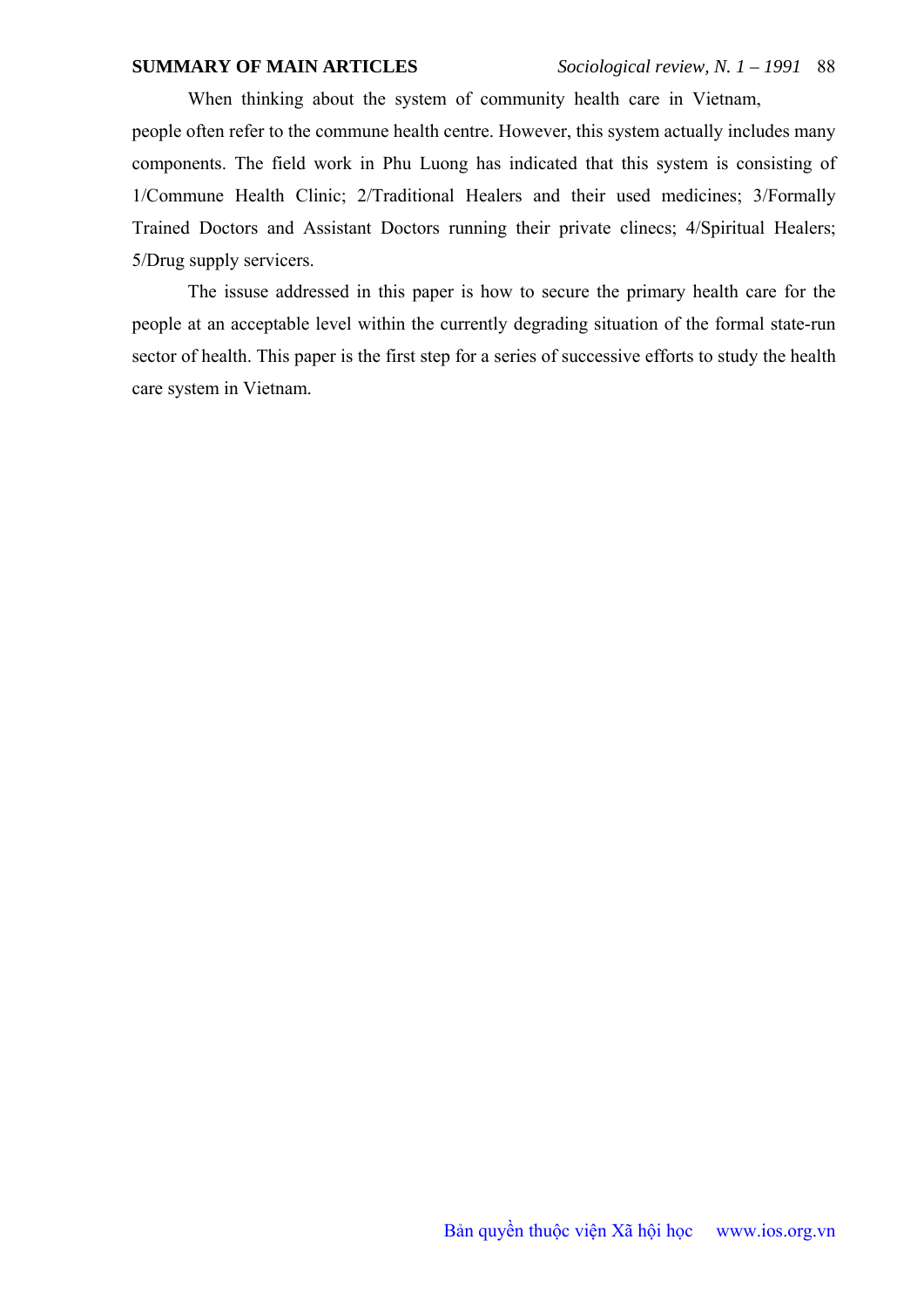When thinking about the system of community health care in Vietnam, people often refer to the commune health centre. However, this system actually includes many components. The field work in Phu Luong has indicated that this system is consisting of 1/Commune Health Clinic; 2/Traditional Healers and their used medicines; 3/Formally Trained Doctors and Assistant Doctors running their private clinecs; 4/Spiritual Healers; 5/Drug supply servicers.

The issuse addressed in this paper is how to secure the primary health care for the people at an acceptable level within the currently degrading situation of the formal state-run sector of health. This paper is the first step for a series of successive efforts to study the health care system in Vietnam.